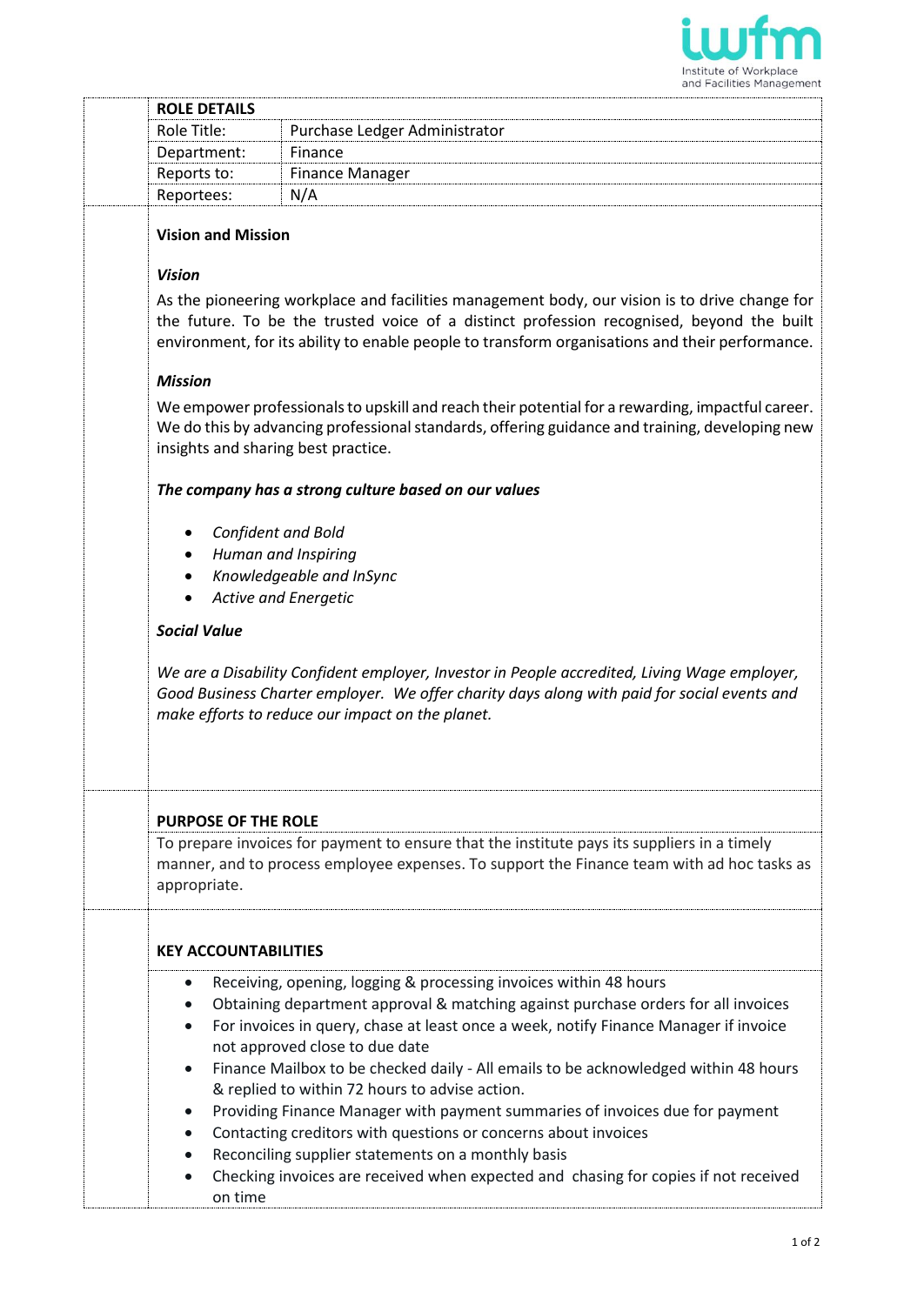## ROLE DETAILS

| | |
|---|---|
| Role Title: | Purchase Ledger Administrator |
| Department: | Finance |
| Reports to: | Finance Manager |
| Reportees: | N/A |

### Vision and Mission

***Vision***

As the pioneering workplace and facilities management body, our vision is to drive change for the future. To be the trusted voice of a distinct profession recognised, beyond the built environment, for its ability to enable people to transform organisations and their performance.

***Mission***

We empower professionals to upskill and reach their potential for a rewarding, impactful career. We do this by advancing professional standards, offering guidance and training, developing new insights and sharing best practice.

***The company has a strong culture based on our values***

- *Confident and Bold*
- *Human and Inspiring*
- *Knowledgeable and InSync*
- *Active and Energetic*

***Social Value***

*We are a Disability Confident employer, Investor in People accredited, Living Wage employer, Good Business Charter employer. We offer charity days along with paid for social events and make efforts to reduce our impact on the planet.*

## PURPOSE OF THE ROLE

To prepare invoices for payment to ensure that the institute pays its suppliers in a timely manner, and to process employee expenses. To support the Finance team with ad hoc tasks as appropriate.

## KEY ACCOUNTABILITIES

- Receiving, opening, logging & processing invoices within 48 hours
- Obtaining department approval & matching against purchase orders for all invoices
- For invoices in query, chase at least once a week, notify Finance Manager if invoice not approved close to due date
- Finance Mailbox to be checked daily - All emails to be acknowledged within 48 hours & replied to within 72 hours to advise action.
- Providing Finance Manager with payment summaries of invoices due for payment
- Contacting creditors with questions or concerns about invoices
- Reconciling supplier statements on a monthly basis
- Checking invoices are received when expected and chasing for copies if not received on time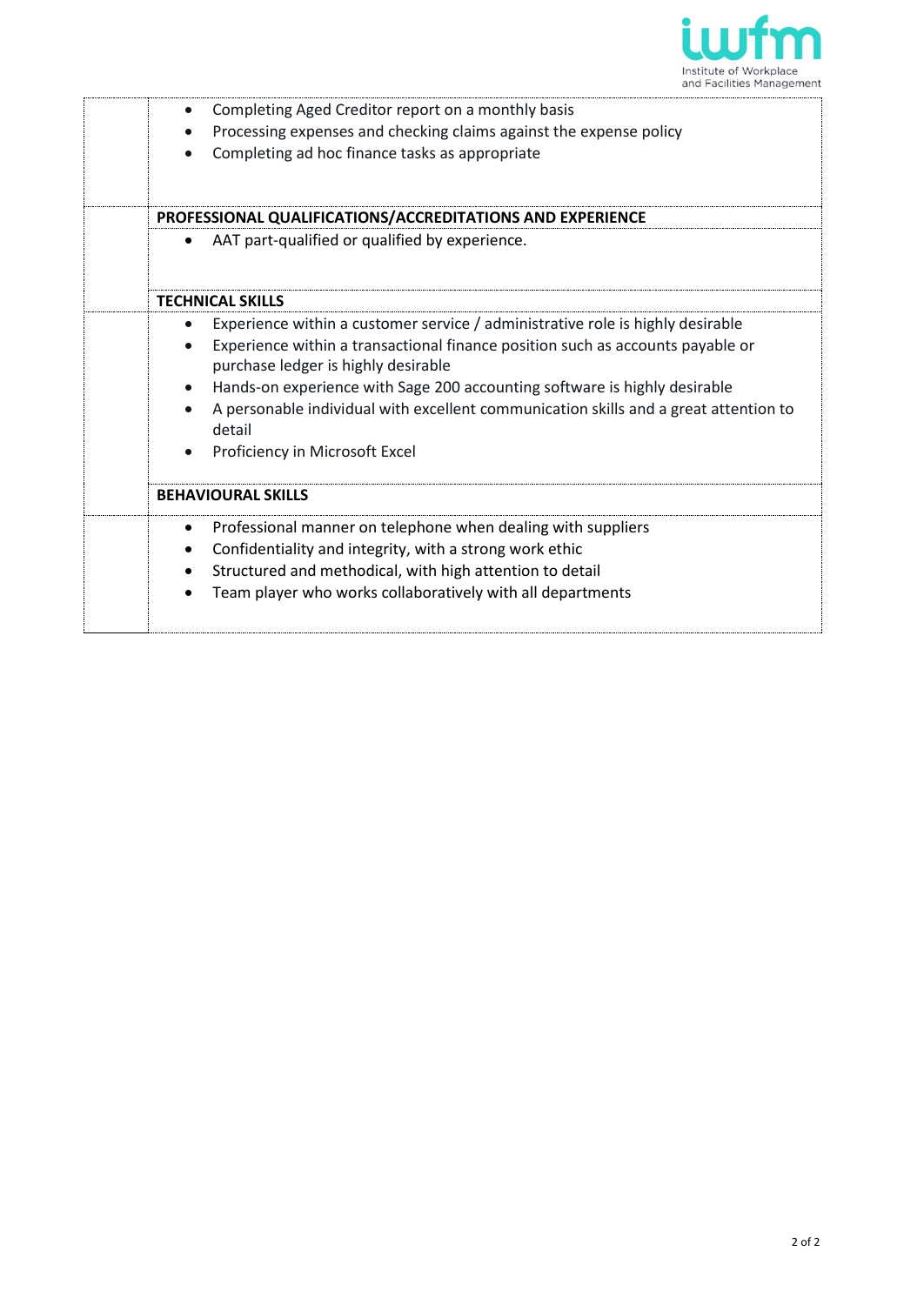- Completing Aged Creditor report on a monthly basis
- Processing expenses and checking claims against the expense policy
- Completing ad hoc finance tasks as appropriate

**PROFESSIONAL QUALIFICATIONS/ACCREDITATIONS AND EXPERIENCE**

- AAT part-qualified or qualified by experience.

**TECHNICAL SKILLS**

- Experience within a customer service / administrative role is highly desirable
- Experience within a transactional finance position such as accounts payable or purchase ledger is highly desirable
- Hands-on experience with Sage 200 accounting software is highly desirable
- A personable individual with excellent communication skills and a great attention to detail
- Proficiency in Microsoft Excel

**BEHAVIOURAL SKILLS**

- Professional manner on telephone when dealing with suppliers
- Confidentiality and integrity, with a strong work ethic
- Structured and methodical, with high attention to detail
- Team player who works collaboratively with all departments